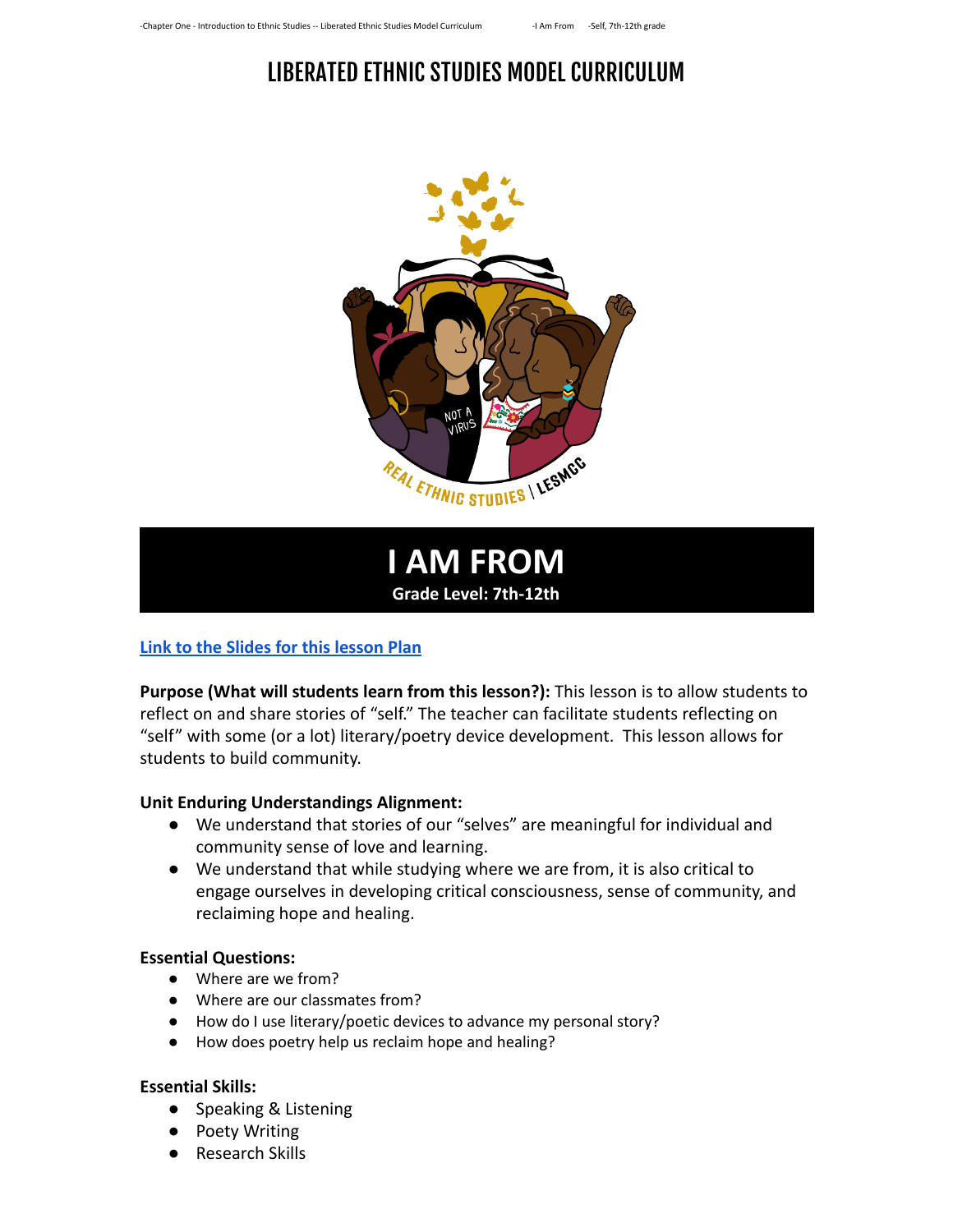# LIBERATED ETHNIC STUDIES MODEL CURRICULUM

## I AM FROM

**Grade Level: 7th-12th**

[Link to the Slides for this lesson Plan]

**Purpose (What will students learn from this lesson?):** This lesson is to allow students to reflect on and share stories of "self." The teacher can facilitate students reflecting on "self" with some (or a lot) literary/poetry device development. This lesson allows for students to build community.

**Unit Enduring Understandings Alignment:**

- We understand that stories of our "selves" are meaningful for individual and community sense of love and learning.
- We understand that while studying where we are from, it is also critical to engage ourselves in developing critical consciousness, sense of community, and reclaiming hope and healing.

**Essential Questions:**

- Where are we from?
- Where are our classmates from?
- How do I use literary/poetic devices to advance my personal story?
- How does poetry help us reclaim hope and healing?

**Essential Skills:**

- Speaking & Listening
- Poety Writing
- Research Skills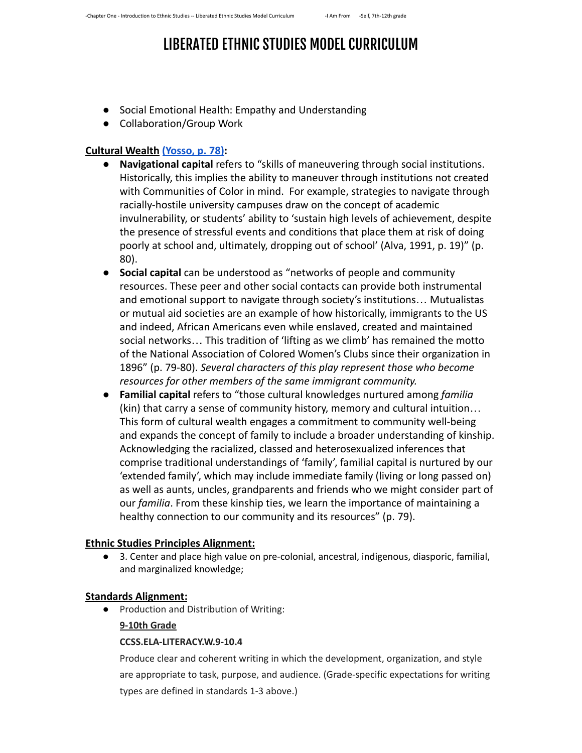# LIBERATED ETHNIC STUDIES MODEL CURRICULUM

- Social Emotional Health: Empathy and Understanding
- Collaboration/Group Work

**Cultural Wealth (Yosso, p. 78):**

- **Navigational capital** refers to "skills of maneuvering through social institutions. Historically, this implies the ability to maneuver through institutions not created with Communities of Color in mind. For example, strategies to navigate through racially-hostile university campuses draw on the concept of academic invulnerability, or students' ability to 'sustain high levels of achievement, despite the presence of stressful events and conditions that place them at risk of doing poorly at school and, ultimately, dropping out of school' (Alva, 1991, p. 19)" (p. 80).
- **Social capital** can be understood as "networks of people and community resources. These peer and other social contacts can provide both instrumental and emotional support to navigate through society's institutions… Mutualistas or mutual aid societies are an example of how historically, immigrants to the US and indeed, African Americans even while enslaved, created and maintained social networks… This tradition of 'lifting as we climb' has remained the motto of the National Association of Colored Women's Clubs since their organization in 1896" (p. 79-80). *Several characters of this play represent those who become resources for other members of the same immigrant community.*
- **Familial capital** refers to "those cultural knowledges nurtured among *familia* (kin) that carry a sense of community history, memory and cultural intuition… This form of cultural wealth engages a commitment to community well-being and expands the concept of family to include a broader understanding of kinship. Acknowledging the racialized, classed and heterosexualized inferences that comprise traditional understandings of 'family', familial capital is nurtured by our 'extended family', which may include immediate family (living or long passed on) as well as aunts, uncles, grandparents and friends who we might consider part of our *familia*. From these kinship ties, we learn the importance of maintaining a healthy connection to our community and its resources" (p. 79).

**Ethnic Studies Principles Alignment:**

- 3. Center and place high value on pre-colonial, ancestral, indigenous, diasporic, familial, and marginalized knowledge;

**Standards Alignment:**

- Production and Distribution of Writing:

  **9-10th Grade**

  **CCSS.ELA-LITERACY.W.9-10.4**

  Produce clear and coherent writing in which the development, organization, and style are appropriate to task, purpose, and audience. (Grade-specific expectations for writing types are defined in standards 1-3 above.)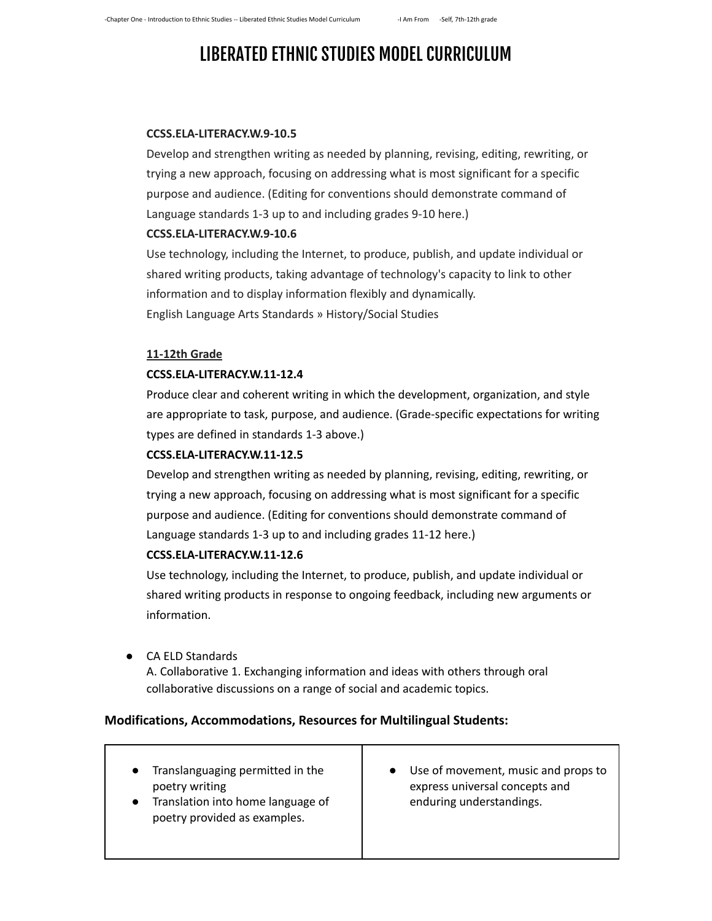# LIBERATED ETHNIC STUDIES MODEL CURRICULUM

**CCSS.ELA-LITERACY.W.9-10.5**
Develop and strengthen writing as needed by planning, revising, editing, rewriting, or trying a new approach, focusing on addressing what is most significant for a specific purpose and audience. (Editing for conventions should demonstrate command of Language standards 1-3 up to and including grades 9-10 here.)

**CCSS.ELA-LITERACY.W.9-10.6**
Use technology, including the Internet, to produce, publish, and update individual or shared writing products, taking advantage of technology's capacity to link to other information and to display information flexibly and dynamically.
English Language Arts Standards » History/Social Studies

**11-12th Grade**

**CCSS.ELA-LITERACY.W.11-12.4**
Produce clear and coherent writing in which the development, organization, and style are appropriate to task, purpose, and audience. (Grade-specific expectations for writing types are defined in standards 1-3 above.)

**CCSS.ELA-LITERACY.W.11-12.5**
Develop and strengthen writing as needed by planning, revising, editing, rewriting, or trying a new approach, focusing on addressing what is most significant for a specific purpose and audience. (Editing for conventions should demonstrate command of Language standards 1-3 up to and including grades 11-12 here.)

**CCSS.ELA-LITERACY.W.11-12.6**
Use technology, including the Internet, to produce, publish, and update individual or shared writing products in response to ongoing feedback, including new arguments or information.

- CA ELD Standards
  A. Collaborative 1. Exchanging information and ideas with others through oral collaborative discussions on a range of social and academic topics.

**Modifications, Accommodations, Resources for Multilingual Students:**

| | |
|---|---|
| • Translanguaging permitted in the poetry writing<br>• Translation into home language of poetry provided as examples. | • Use of movement, music and props to express universal concepts and enduring understandings. |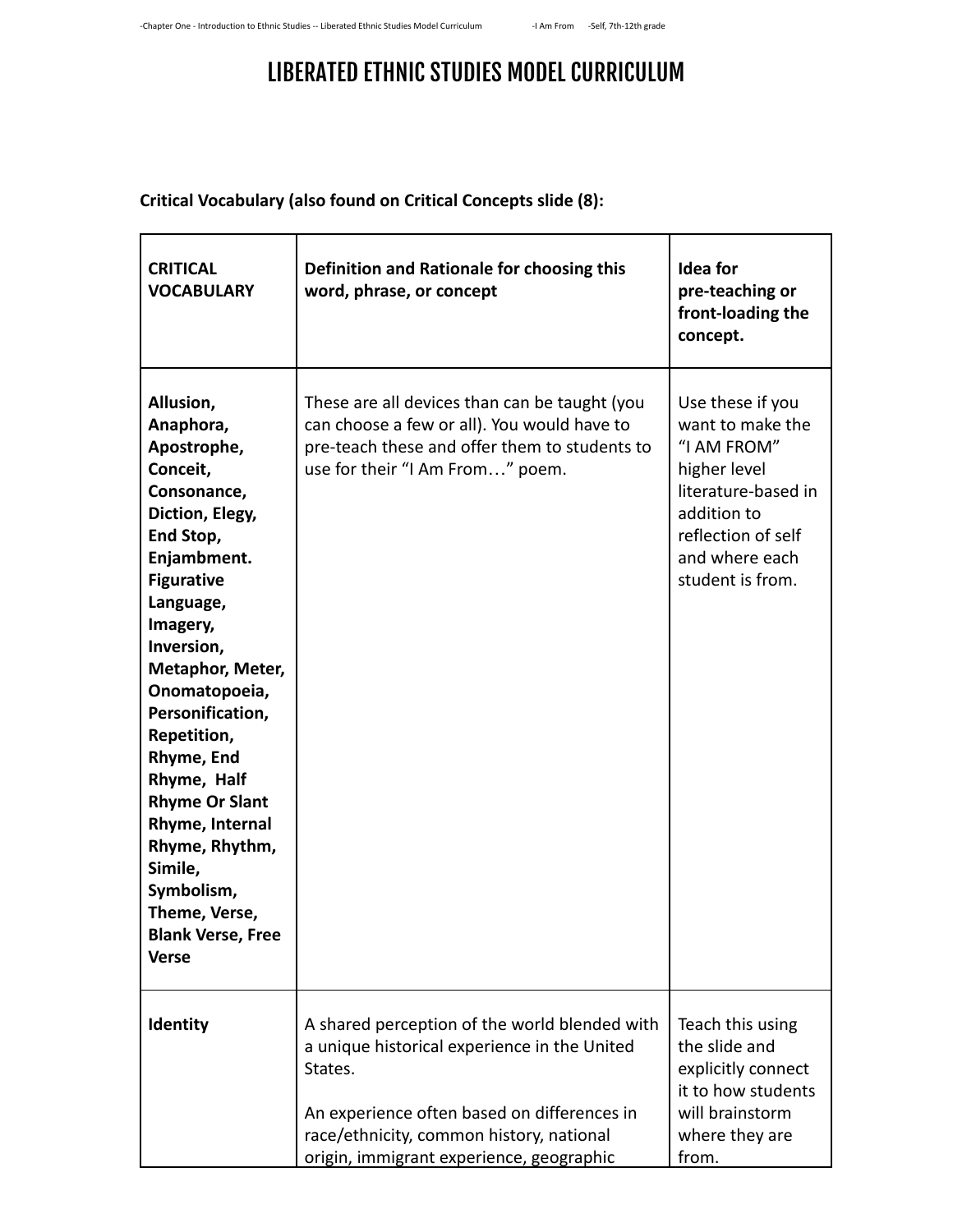# LIBERATED ETHNIC STUDIES MODEL CURRICULUM

**Critical Vocabulary (also found on Critical Concepts slide (8):**

| **CRITICAL VOCABULARY** | **Definition and Rationale for choosing this word, phrase, or concept** | **Idea for pre-teaching or front-loading the concept.** |
| --- | --- | --- |
| **Allusion, Anaphora, Apostrophe, Conceit, Consonance, Diction, Elegy, End Stop, Enjambment. Figurative Language, Imagery, Inversion, Metaphor, Meter, Onomatopoeia, Personification, Repetition, Rhyme, End Rhyme, Half Rhyme Or Slant Rhyme, Internal Rhyme, Rhythm, Simile, Symbolism, Theme, Verse, Blank Verse, Free Verse** | These are all devices than can be taught (you can choose a few or all). You would have to pre-teach these and offer them to students to use for their "I Am From…" poem. | Use these if you want to make the "I AM FROM" higher level literature-based in addition to reflection of self and where each student is from. |
| **Identity** | A shared perception of the world blended with a unique historical experience in the United States.<br><br>An experience often based on differences in race/ethnicity, common history, national origin, immigrant experience, geographic | Teach this using the slide and explicitly connect it to how students will brainstorm where they are from. |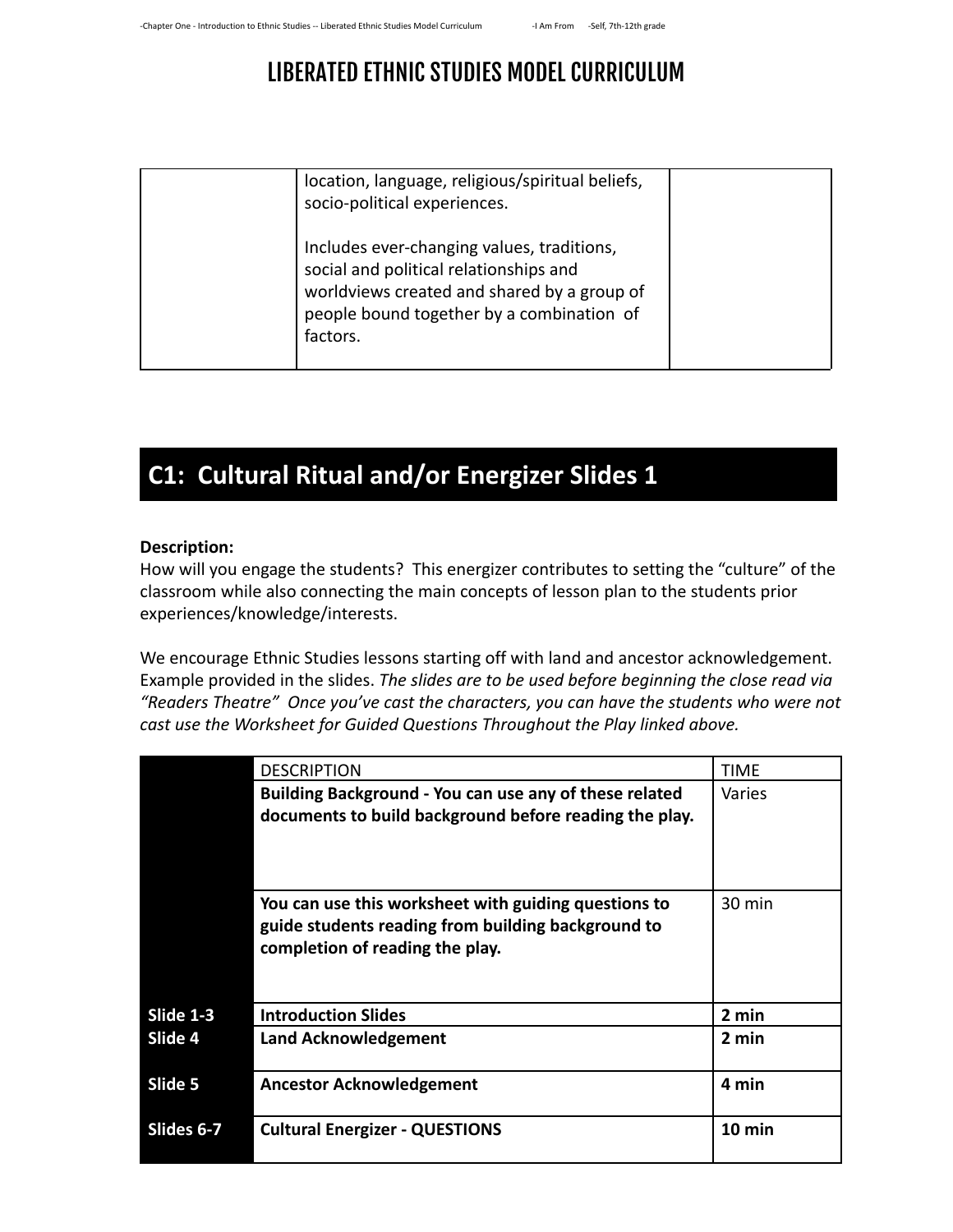# LIBERATED ETHNIC STUDIES MODEL CURRICULUM

| | | |
|---|---|---|
| | location, language, religious/spiritual beliefs, socio-political experiences.<br><br>Includes ever-changing values, traditions, social and political relationships and worldviews created and shared by a group of people bound together by a combination of factors. | |

## C1: Cultural Ritual and/or Energizer Slides 1

**Description:**
How will you engage the students? This energizer contributes to setting the "culture" of the classroom while also connecting the main concepts of lesson plan to the students prior experiences/knowledge/interests.

We encourage Ethnic Studies lessons starting off with land and ancestor acknowledgement. Example provided in the slides. *The slides are to be used before beginning the close read via "Readers Theatre" Once you've cast the characters, you can have the students who were not cast use the Worksheet for Guided Questions Throughout the Play linked above.*

| | DESCRIPTION | TIME |
|---|---|---|
| | **Building Background - You can use any of these related documents to build background before reading the play.** | Varies |
| | **You can use this worksheet with guiding questions to guide students reading from building background to completion of reading the play.** | 30 min |
| **Slide 1-3** | **Introduction Slides** | **2 min** |
| **Slide 4** | **Land Acknowledgement** | **2 min** |
| **Slide 5** | **Ancestor Acknowledgement** | **4 min** |
| **Slides 6-7** | **Cultural Energizer - QUESTIONS** | **10 min** |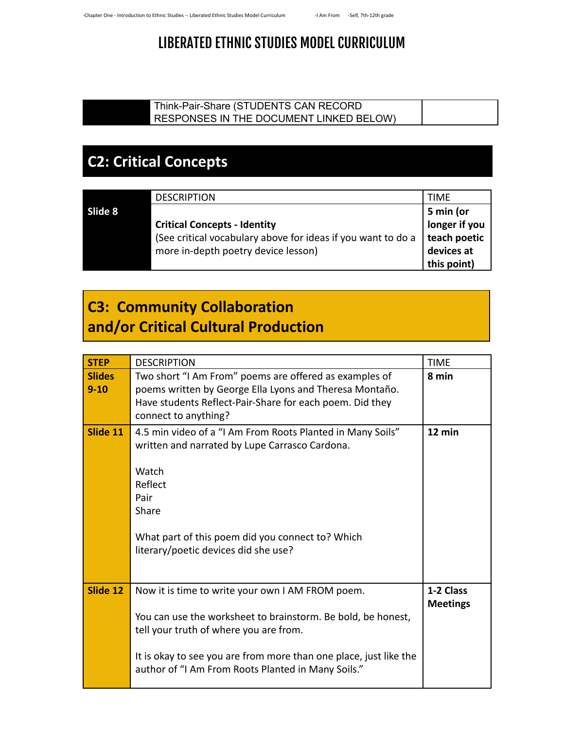# LIBERATED ETHNIC STUDIES MODEL CURRICULUM

| | Think-Pair-Share (STUDENTS CAN RECORD RESPONSES IN THE DOCUMENT LINKED BELOW) | |
|---|---|---|

## C2: Critical Concepts

| | DESCRIPTION | TIME |
|---|---|---|
| **Slide 8** | **Critical Concepts - Identity**<br>(See critical vocabulary above for ideas if you want to do a more in-depth poetry device lesson) | **5 min (or longer if you teach poetic devices at this point)** |

## C3: Community Collaboration and/or Critical Cultural Production

| STEP | DESCRIPTION | TIME |
|---|---|---|
| **Slides 9-10** | Two short "I Am From" poems are offered as examples of poems written by George Ella Lyons and Theresa Montaño. Have students Reflect-Pair-Share for each poem. Did they connect to anything? | **8 min** |
| **Slide 11** | 4.5 min video of a "I Am From Roots Planted in Many Soils" written and narrated by Lupe Carrasco Cardona.<br><br>Watch<br>Reflect<br>Pair<br>Share<br><br>What part of this poem did you connect to? Which literary/poetic devices did she use? | **12 min** |
| **Slide 12** | Now it is time to write your own I AM FROM poem.<br><br>You can use the worksheet to brainstorm. Be bold, be honest, tell your truth of where you are from.<br><br>It is okay to see you are from more than one place, just like the author of "I Am From Roots Planted in Many Soils." | **1-2 Class Meetings** |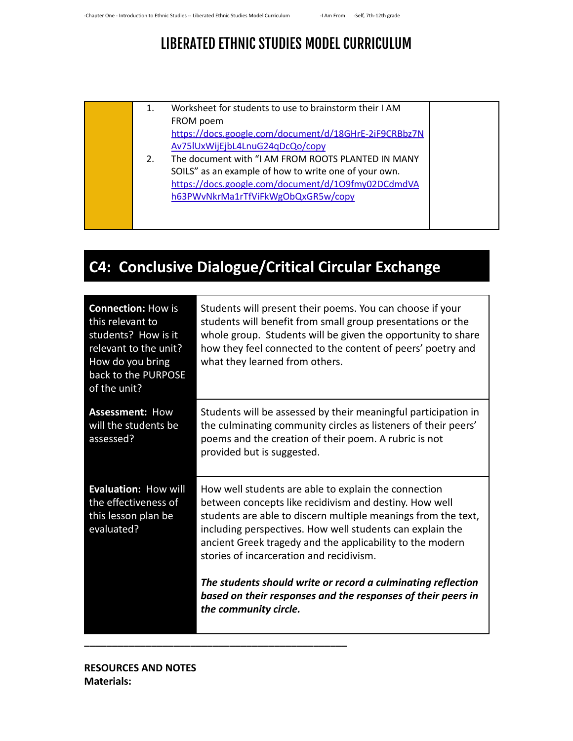# LIBERATED ETHNIC STUDIES MODEL CURRICULUM

| | | |
|---|---|---|
| | 1. Worksheet for students to use to brainstorm their I AM FROM poem https://docs.google.com/document/d/18GHrE-2iF9CRBbz7NAv75lUxWijEjbL4LnuG24qDcQo/copy<br>2. The document with "I AM FROM ROOTS PLANTED IN MANY SOILS" as an example of how to write one of your own. https://docs.google.com/document/d/1O9fmy02DCdmdVAh63PWvNkrMa1rTfViFkWgObQxGR5w/copy | |

## C4: Conclusive Dialogue/Critical Circular Exchange

| | |
|---|---|
| **Connection:** How is this relevant to students? How is it relevant to the unit? How do you bring back to the PURPOSE of the unit? | Students will present their poems. You can choose if your students will benefit from small group presentations or the whole group. Students will be given the opportunity to share how they feel connected to the content of peers' poetry and what they learned from others. |
| **Assessment:** How will the students be assessed? | Students will be assessed by their meaningful participation in the culminating community circles as listeners of their peers' poems and the creation of their poem. A rubric is not provided but is suggested. |
| **Evaluation:** How will the effectiveness of this lesson plan be evaluated? | How well students are able to explain the connection between concepts like recidivism and destiny. How well students are able to discern multiple meanings from the text, including perspectives. How well students can explain the ancient Greek tragedy and the applicability to the modern stories of incarceration and recidivism.<br><br>***The students should write or record a culminating reflection based on their responses and the responses of their peers in the community circle.*** |

---

**RESOURCES AND NOTES**
**Materials:**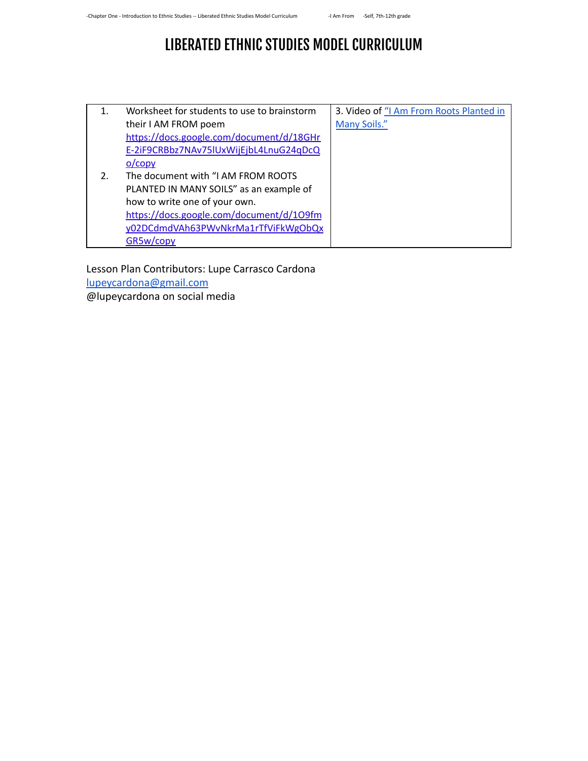# LIBERATED ETHNIC STUDIES MODEL CURRICULUM

| | |
|---|---|
| 1. Worksheet for students to use to brainstorm their I AM FROM poem https://docs.google.com/document/d/18GHrE-2iF9CRBbz7NAv75lUxWijEjbL4LnuG24qDcQo/copy<br>2. The document with “I AM FROM ROOTS PLANTED IN MANY SOILS” as an example of how to write one of your own. https://docs.google.com/document/d/1O9fmy02DCdmdVAh63PWvNkrMa1rTfViFkWgObQxGR5w/copy | 3. Video of “I Am From Roots Planted in Many Soils.” |

Lesson Plan Contributors: Lupe Carrasco Cardona
lupeycardona@gmail.com
@lupeycardona on social media